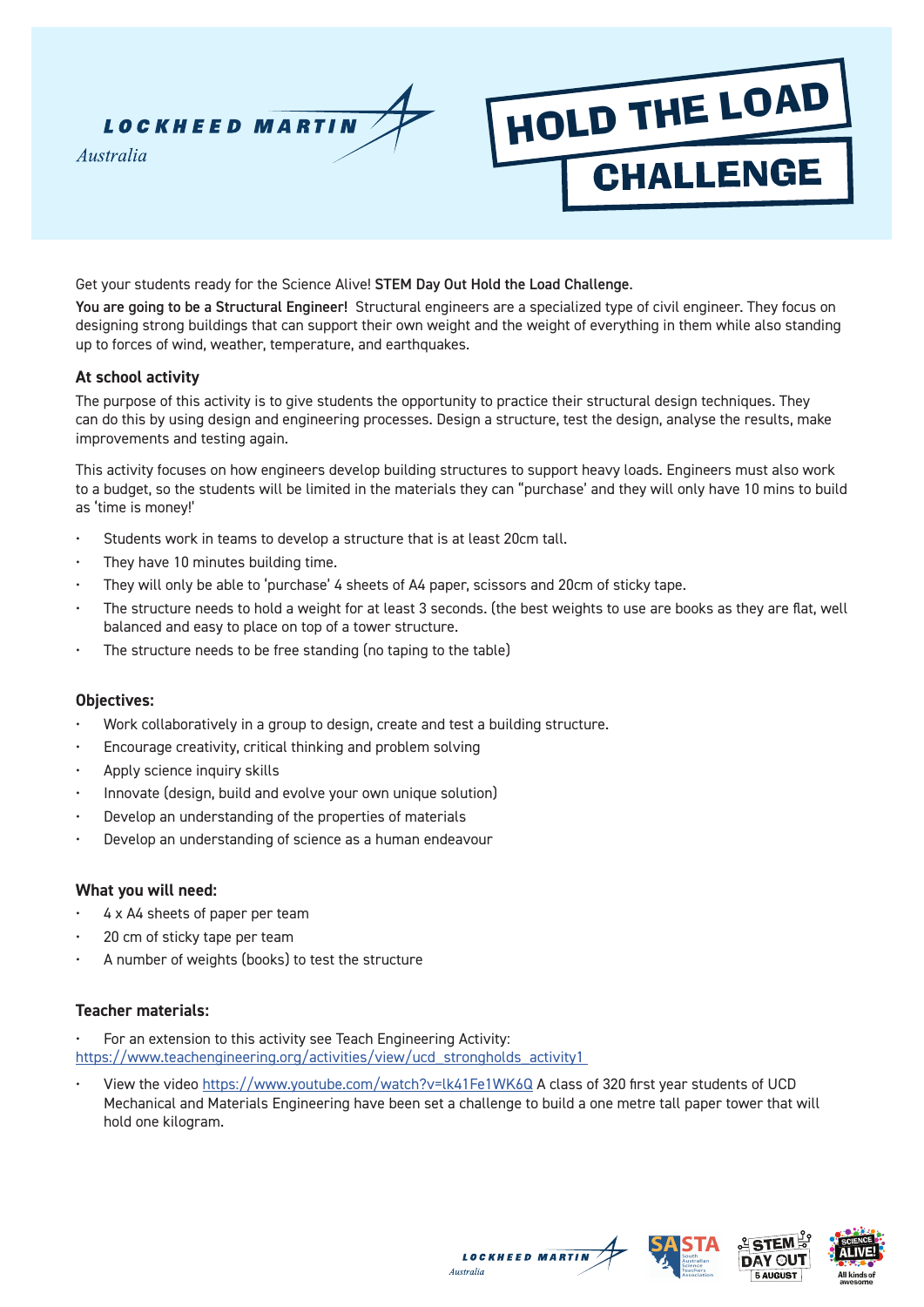# HOLD THE LOAD CHALLENGE

Get your students ready for the Science Alive! **STEM Day Out Hold the Load Challenge**.

**You are going to be a Structural Engineer!** Structural engineers are a specialized type of civil engineer. They focus on designing strong buildings that can support their own weight and the weight of everything in them while also standing up to forces of wind, weather, temperature, and earthquakes.

### At school activity

The purpose of this activity is to give students the opportunity to practice their structural design techniques. They can do this by using design and engineering processes. Design a structure, test the design, analyse the results, make improvements and testing again.

This activity focuses on how engineers develop building structures to support heavy loads. Engineers must also work to a budget, so the students will be limited in the materials they can "purchase' and they will only have 10 mins to build as 'time is money!'

- Students work in teams to develop a structure that is at least 20cm tall.
- They have 10 minutes building time.
- They will only be able to 'purchase' 4 sheets of A4 paper, scissors and 20cm of sticky tape.
- The structure needs to hold a weight for at least 3 seconds. (the best weights to use are books as they are flat, well balanced and easy to place on top of a tower structure.
- The structure needs to be free standing (no taping to the table)

### Objectives:

- Work collaboratively in a group to design, create and test a building structure.
- Encourage creativity, critical thinking and problem solving
- Apply science inquiry skills
- Innovate (design, build and evolve your own unique solution)
- Develop an understanding of the properties of materials
- Develop an understanding of science as a human endeavour

### What you will need:

- 4 x A4 sheets of paper per team
- 20 cm of sticky tape per team
- A number of weights (books) to test the structure

### Teacher materials:

- For an extension to this activity see Teach Engineering Activity: https://www.teachengineering.org/activities/view/ucd_strongholds_activity1
- View the video https://www.youtube.com/watch?v=lk41Fe1WK6Q A class of 320 first year students of UCD Mechanical and Materials Engineering have been set a challenge to build a one metre tall paper tower that will hold one kilogram.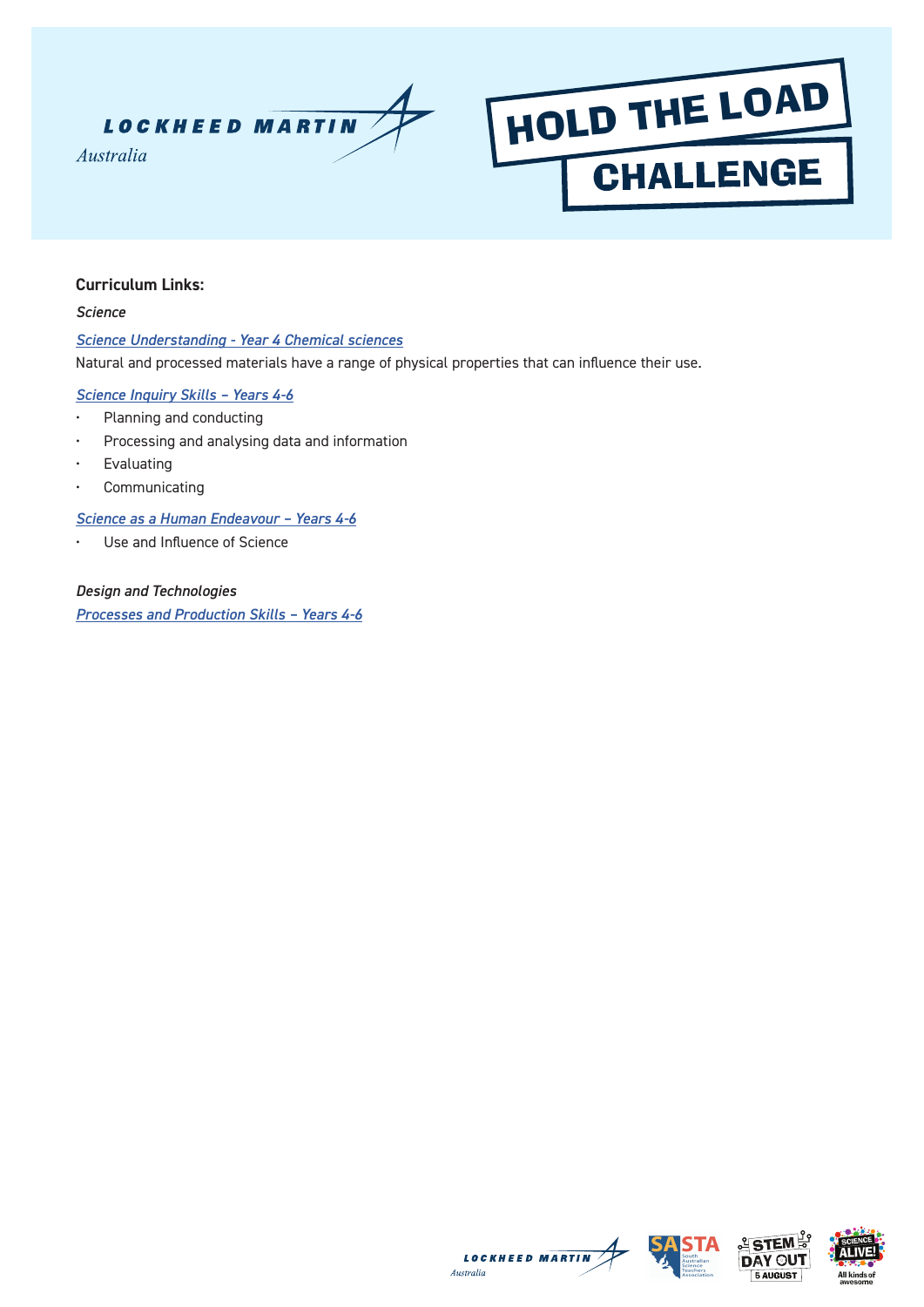# HOLD THE LOAD CHALLENGE

**Curriculum Links:**

*Science*

*Science Understanding - Year 4 Chemical sciences*

Natural and processed materials have a range of physical properties that can influence their use.

*Science Inquiry Skills – Years 4-6*

- Planning and conducting
- Processing and analysing data and information
- Evaluating
- Communicating

*Science as a Human Endeavour – Years 4-6*

- Use and Influence of Science

*Design and Technologies*

*Processes and Production Skills – Years 4-6*